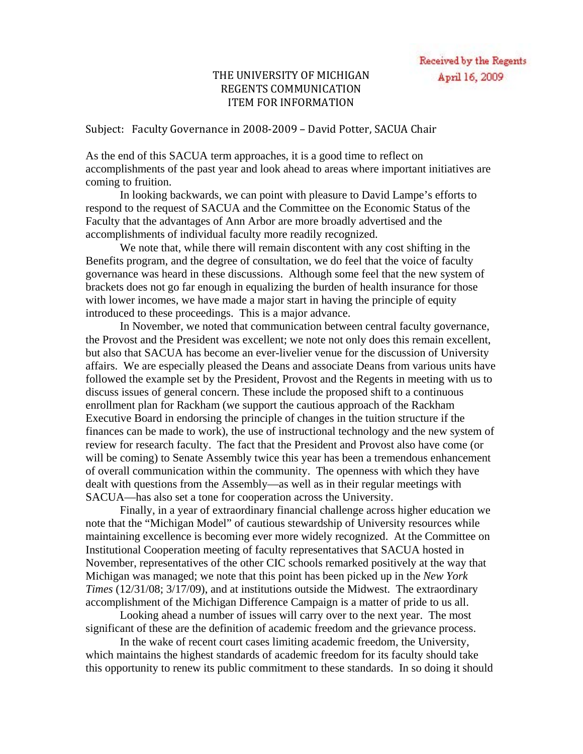Received by the Regents
April 16, 2009

# THE UNIVERSITY OF MICHIGAN
## REGENTS COMMUNICATION
## ITEM FOR INFORMATION

Subject: Faculty Governance in 2008-2009 – David Potter, SACUA Chair

As the end of this SACUA term approaches, it is a good time to reflect on accomplishments of the past year and look ahead to areas where important initiatives are coming to fruition.

In looking backwards, we can point with pleasure to David Lampe's efforts to respond to the request of SACUA and the Committee on the Economic Status of the Faculty that the advantages of Ann Arbor are more broadly advertised and the accomplishments of individual faculty more readily recognized.

We note that, while there will remain discontent with any cost shifting in the Benefits program, and the degree of consultation, we do feel that the voice of faculty governance was heard in these discussions. Although some feel that the new system of brackets does not go far enough in equalizing the burden of health insurance for those with lower incomes, we have made a major start in having the principle of equity introduced to these proceedings. This is a major advance.

In November, we noted that communication between central faculty governance, the Provost and the President was excellent; we note not only does this remain excellent, but also that SACUA has become an ever-livelier venue for the discussion of University affairs. We are especially pleased the Deans and associate Deans from various units have followed the example set by the President, Provost and the Regents in meeting with us to discuss issues of general concern. These include the proposed shift to a continuous enrollment plan for Rackham (we support the cautious approach of the Rackham Executive Board in endorsing the principle of changes in the tuition structure if the finances can be made to work), the use of instructional technology and the new system of review for research faculty. The fact that the President and Provost also have come (or will be coming) to Senate Assembly twice this year has been a tremendous enhancement of overall communication within the community. The openness with which they have dealt with questions from the Assembly—as well as in their regular meetings with SACUA—has also set a tone for cooperation across the University.

Finally, in a year of extraordinary financial challenge across higher education we note that the "Michigan Model" of cautious stewardship of University resources while maintaining excellence is becoming ever more widely recognized. At the Committee on Institutional Cooperation meeting of faculty representatives that SACUA hosted in November, representatives of the other CIC schools remarked positively at the way that Michigan was managed; we note that this point has been picked up in the *New York Times* (12/31/08; 3/17/09), and at institutions outside the Midwest. The extraordinary accomplishment of the Michigan Difference Campaign is a matter of pride to us all.

Looking ahead a number of issues will carry over to the next year. The most significant of these are the definition of academic freedom and the grievance process.

In the wake of recent court cases limiting academic freedom, the University, which maintains the highest standards of academic freedom for its faculty should take this opportunity to renew its public commitment to these standards. In so doing it should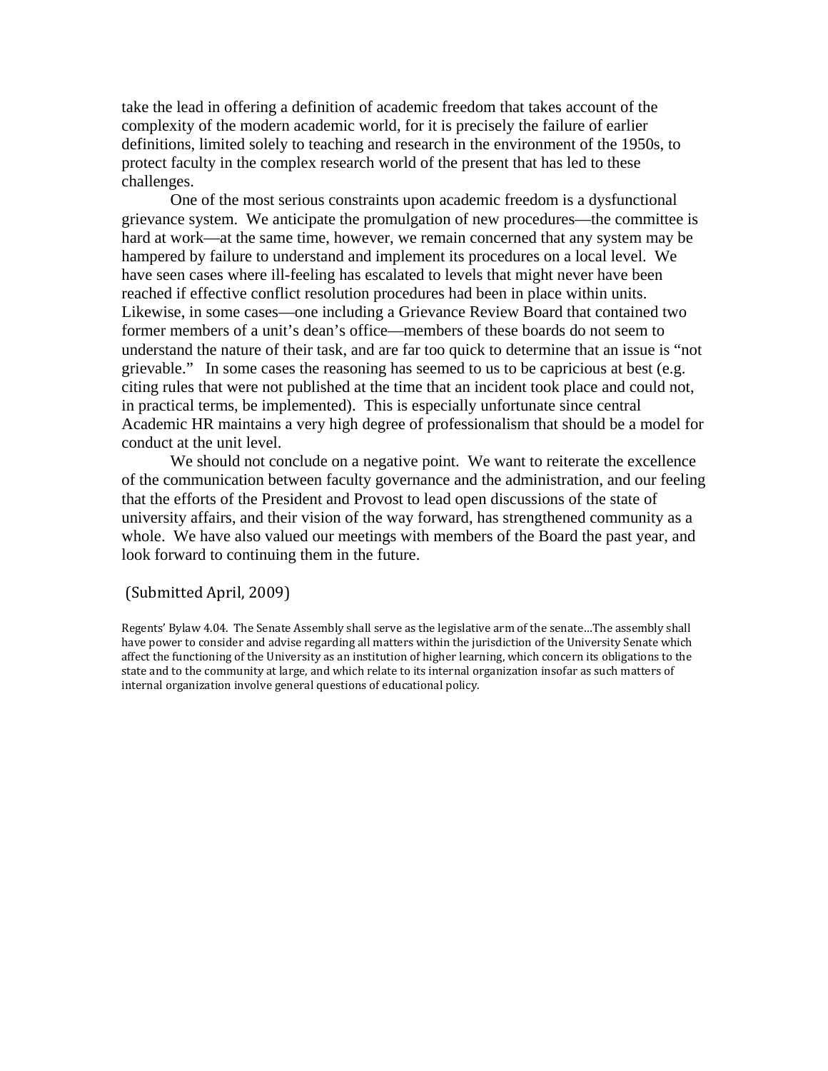take the lead in offering a definition of academic freedom that takes account of the complexity of the modern academic world, for it is precisely the failure of earlier definitions, limited solely to teaching and research in the environment of the 1950s, to protect faculty in the complex research world of the present that has led to these challenges.

One of the most serious constraints upon academic freedom is a dysfunctional grievance system. We anticipate the promulgation of new procedures—the committee is hard at work—at the same time, however, we remain concerned that any system may be hampered by failure to understand and implement its procedures on a local level. We have seen cases where ill-feeling has escalated to levels that might never have been reached if effective conflict resolution procedures had been in place within units. Likewise, in some cases—one including a Grievance Review Board that contained two former members of a unit's dean's office—members of these boards do not seem to understand the nature of their task, and are far too quick to determine that an issue is "not grievable." In some cases the reasoning has seemed to us to be capricious at best (e.g. citing rules that were not published at the time that an incident took place and could not, in practical terms, be implemented). This is especially unfortunate since central Academic HR maintains a very high degree of professionalism that should be a model for conduct at the unit level.

We should not conclude on a negative point. We want to reiterate the excellence of the communication between faculty governance and the administration, and our feeling that the efforts of the President and Provost to lead open discussions of the state of university affairs, and their vision of the way forward, has strengthened community as a whole. We have also valued our meetings with members of the Board the past year, and look forward to continuing them in the future.

(Submitted April, 2009)

Regents' Bylaw 4.04. The Senate Assembly shall serve as the legislative arm of the senate...The assembly shall have power to consider and advise regarding all matters within the jurisdiction of the University Senate which affect the functioning of the University as an institution of higher learning, which concern its obligations to the state and to the community at large, and which relate to its internal organization insofar as such matters of internal organization involve general questions of educational policy.